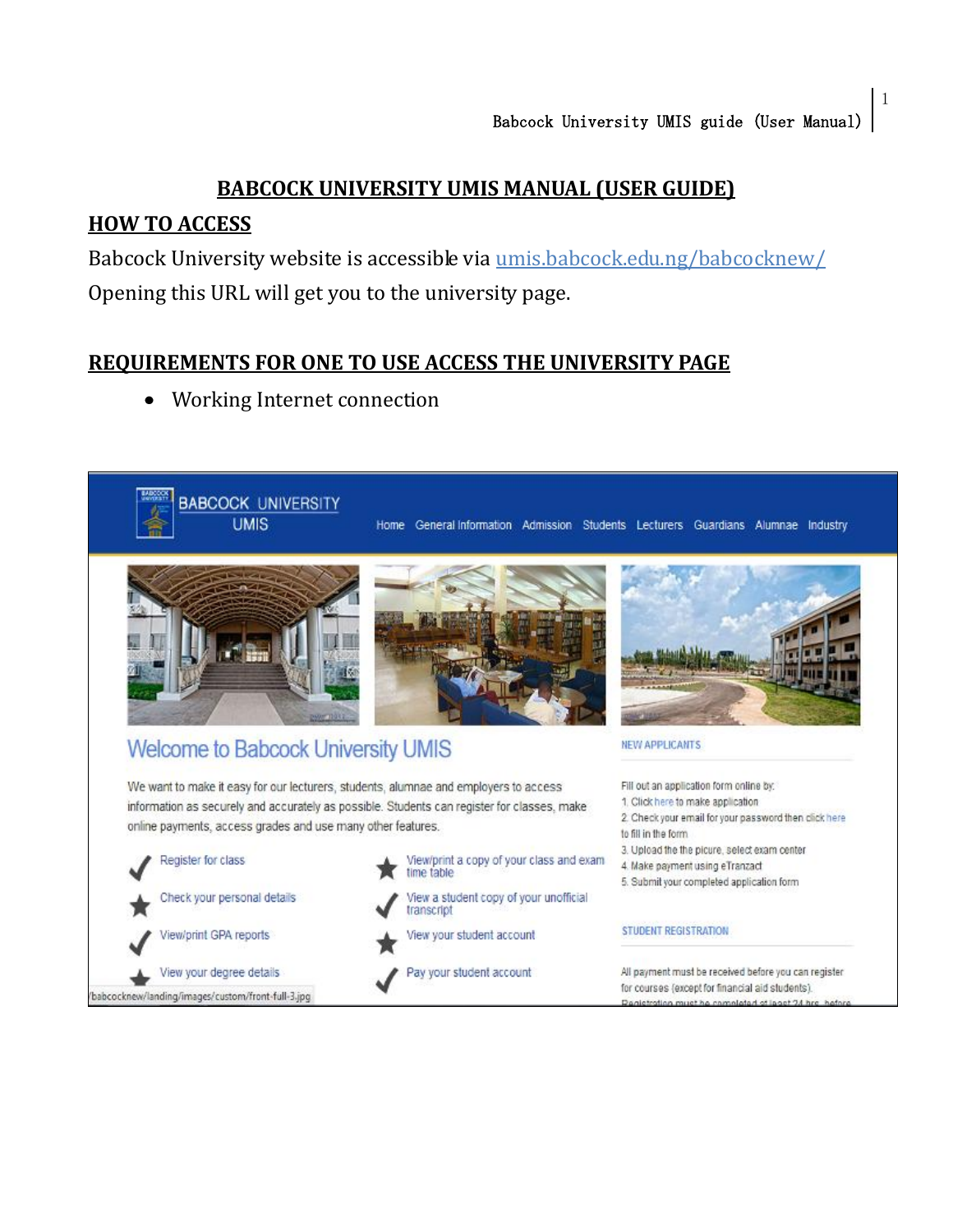# BABCOCK UNIVERSITY UMIS MANUAL (USER GUIDE)

## HOW TO ACCESS

Babcock University website is accessible via umis.babcock.edu.ng/babcocknew/

Opening this URL will get you to the university page.

## REQUIREMENTS FOR ONE TO USE ACCESS THE UNIVERSITY PAGE

- Working Internet connection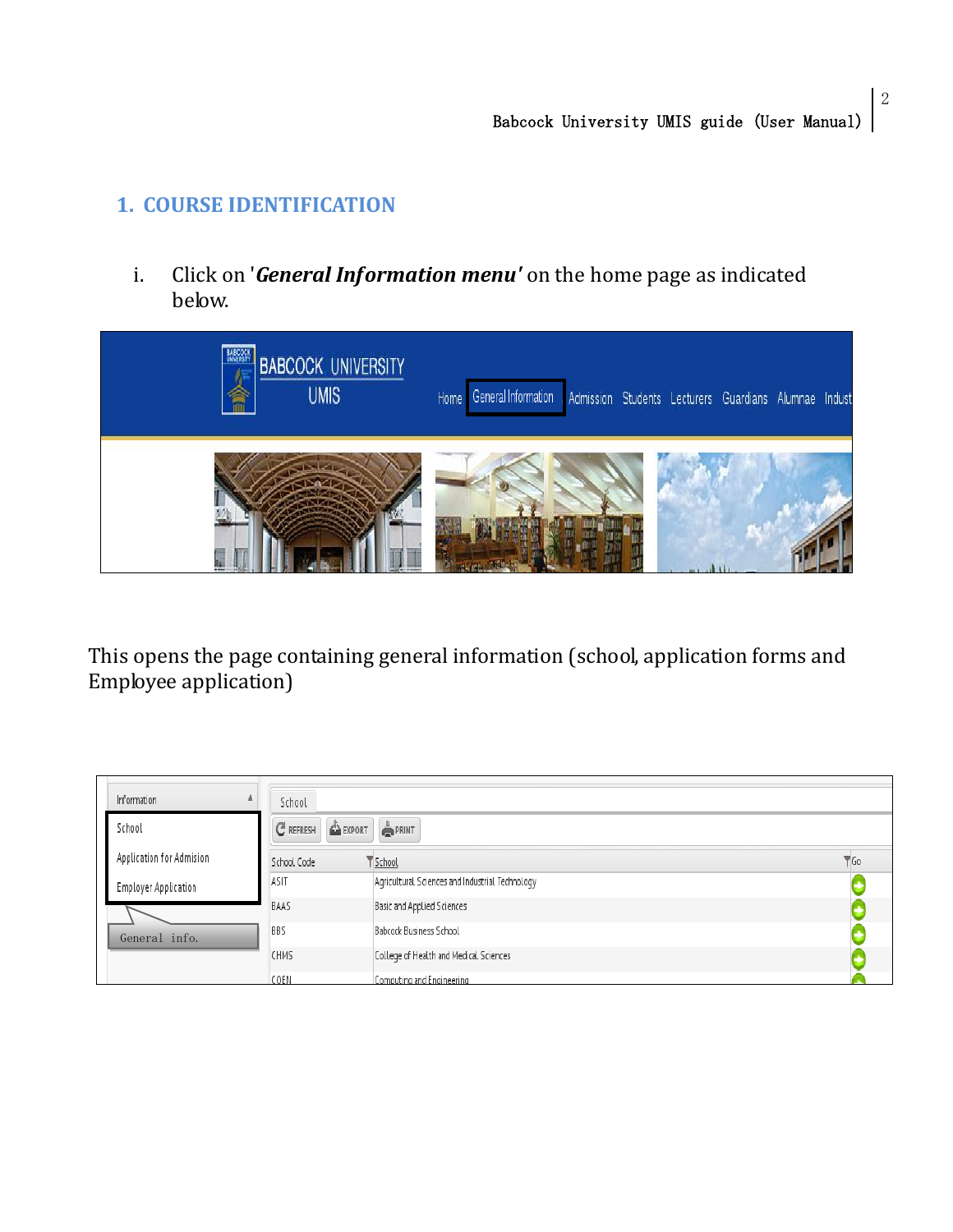## 1. COURSE IDENTIFICATION

i. Click on '***General Information menu'*** on the home page as indicated below.

This opens the page containing general information (school, application forms and Employee application)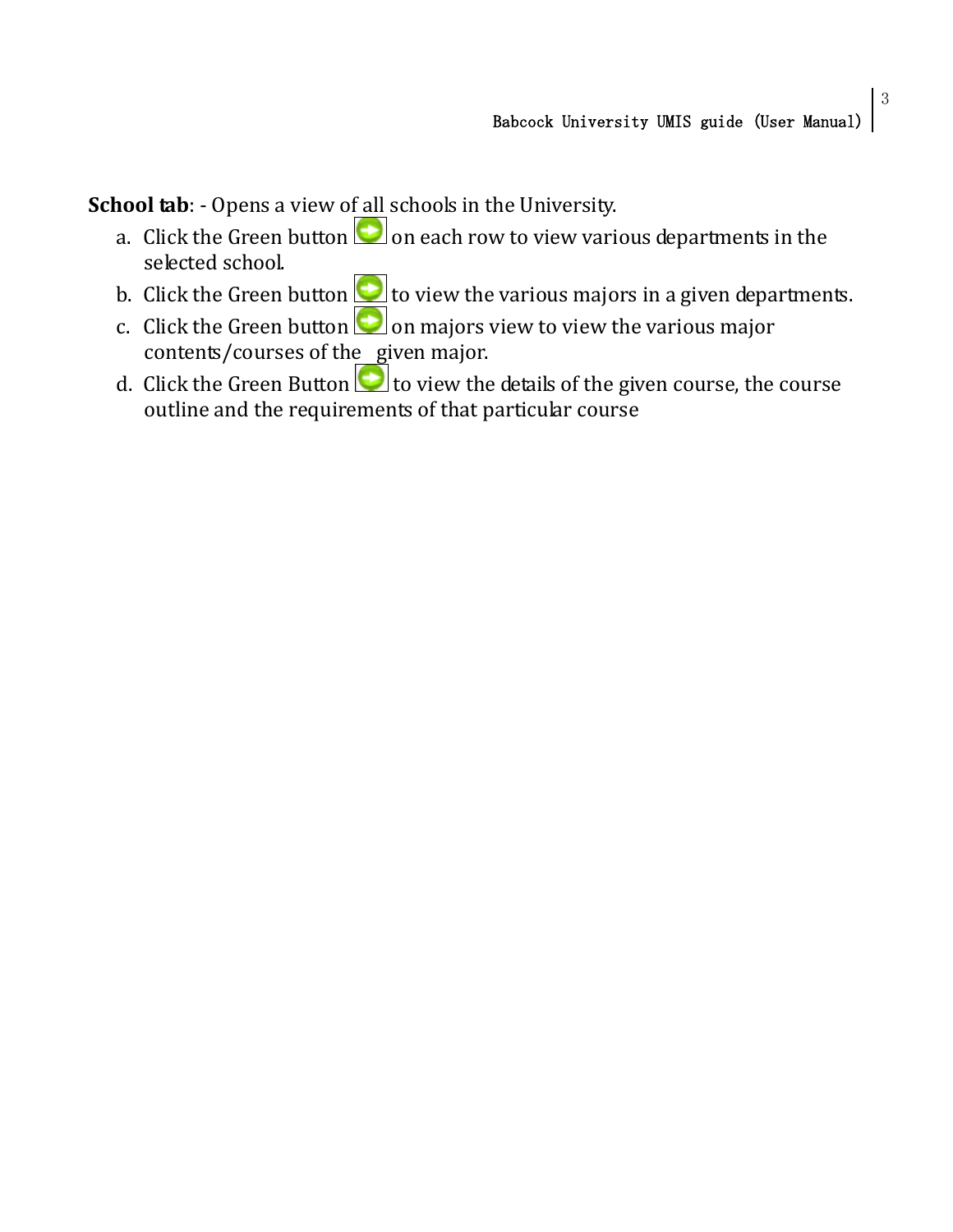**School tab**: - Opens a view of all schools in the University.

a. Click the Green button on each row to view various departments in the selected school.
b. Click the Green button to view the various majors in a given departments.
c. Click the Green button on majors view to view the various major contents/courses of the given major.
d. Click the Green Button to view the details of the given course, the course outline and the requirements of that particular course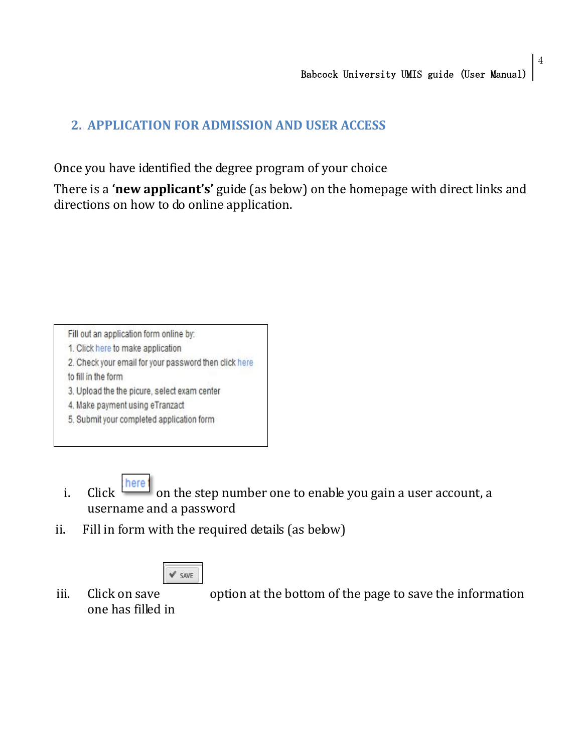## 2. APPLICATION FOR ADMISSION AND USER ACCESS

Once you have identified the degree program of your choice

There is a **'new applicant's'** guide (as below) on the homepage with direct links and directions on how to do online application.

Fill out an application form online by:
1. Click here to make application
2. Check your email for your password then click here to fill in the form
3. Upload the the picure, select exam center
4. Make payment using eTranzact
5. Submit your completed application form

i. Click here on the step number one to enable you gain a user account, a username and a password

ii. Fill in form with the required details (as below)

iii. Click on save SAVE option at the bottom of the page to save the information one has filled in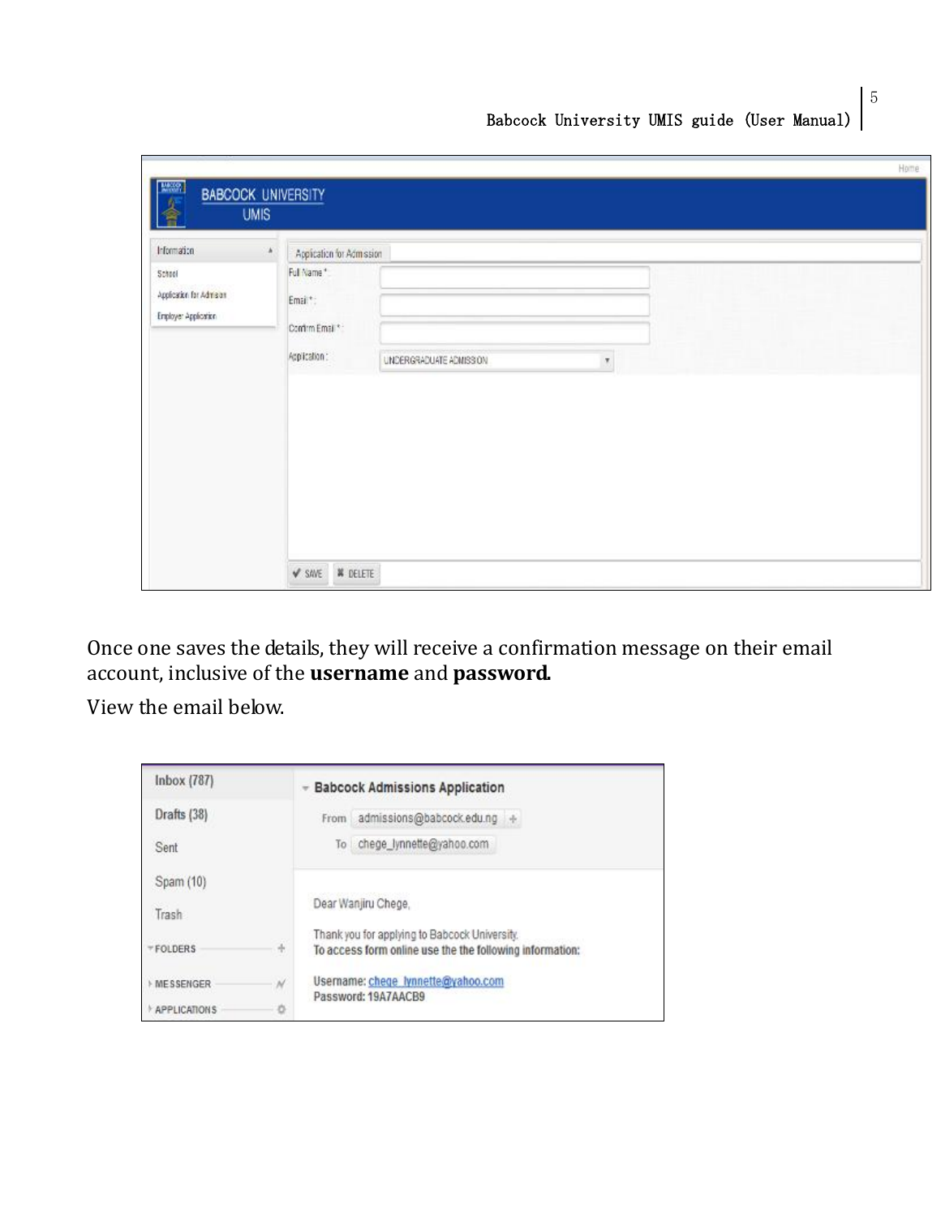Once one saves the details, they will receive a confirmation message on their email account, inclusive of the **username** and **password.**

View the email below.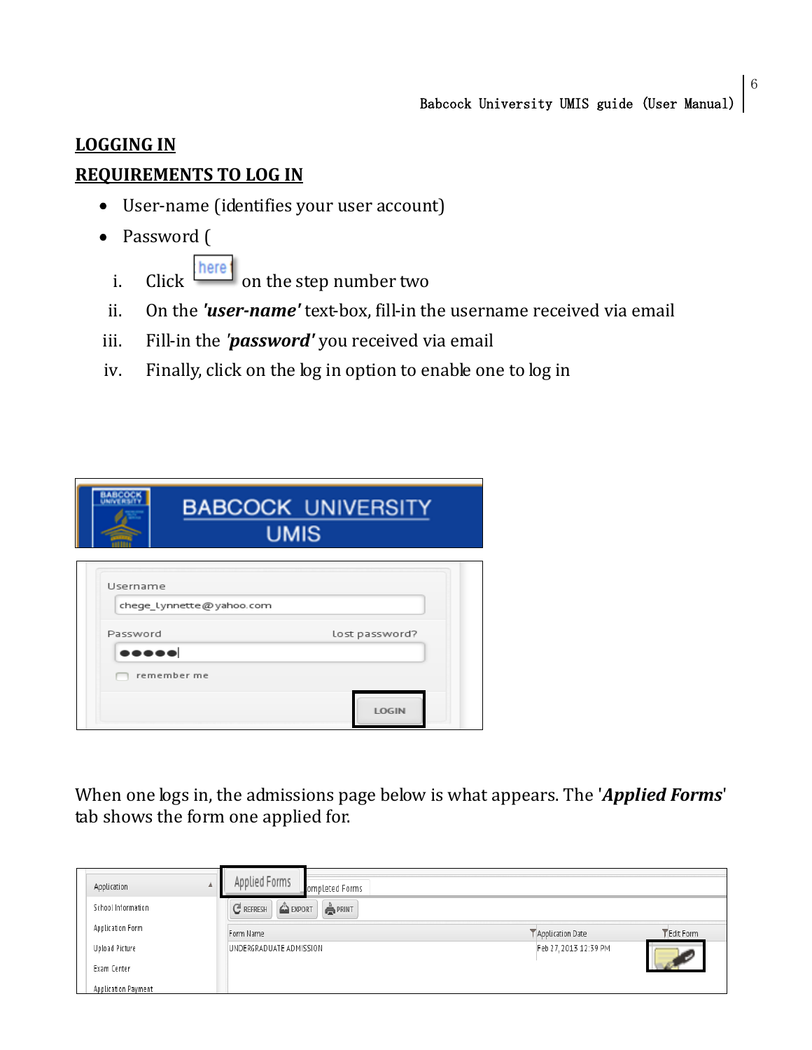## LOGGING IN

## REQUIREMENTS TO LOG IN

- User-name (identifies your user account)
- Password (

i. Click here on the step number two

ii. On the ***'user-name'*** text-box, fill-in the username received via email

iii. Fill-in the ***'password'*** you received via email

iv. Finally, click on the log in option to enable one to log in

When one logs in, the admissions page below is what appears. The '***Applied Forms***' tab shows the form one applied for.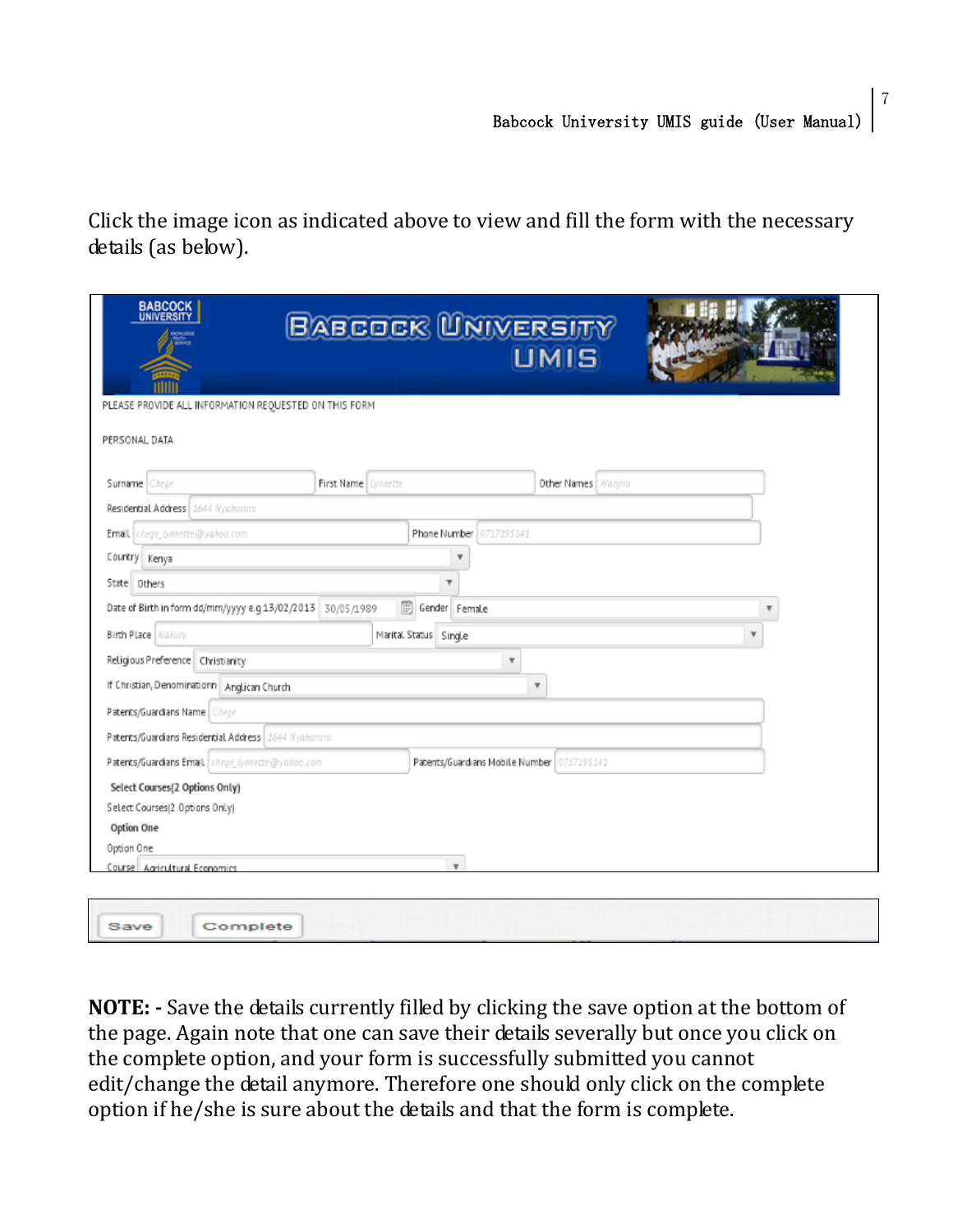Click the image icon as indicated above to view and fill the form with the necessary details (as below).

**NOTE: -** Save the details currently filled by clicking the save option at the bottom of the page. Again note that one can save their details severally but once you click on the complete option, and your form is successfully submitted you cannot edit/change the detail anymore. Therefore one should only click on the complete option if he/she is sure about the details and that the form is complete.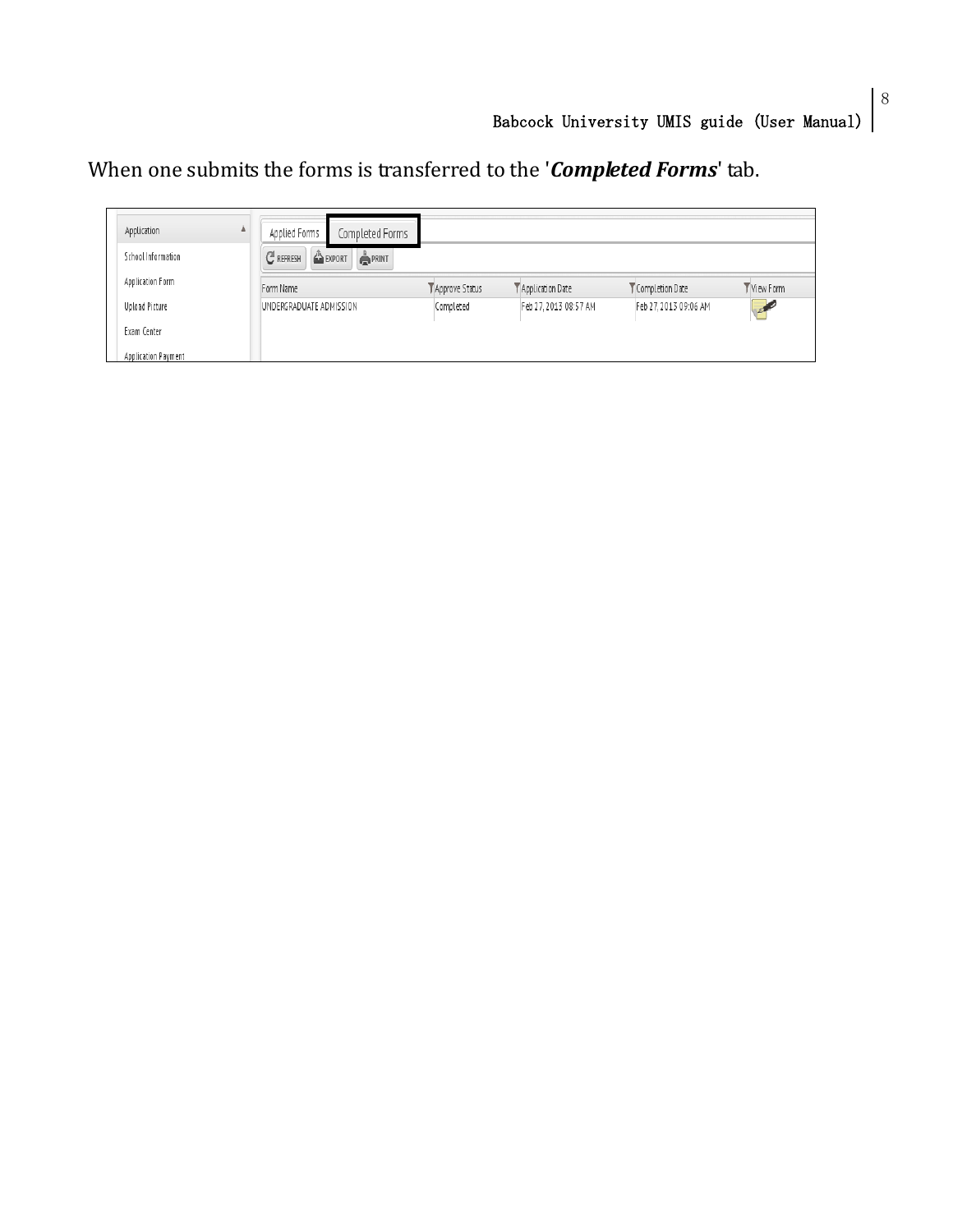When one submits the forms is transferred to the '***Completed Forms***' tab.

| Form Name | Approve Status | Application Date | Completion Date | View Form |
|---|---|---|---|---|
| UNDERGRADUATE ADMISSION | Completed | Feb 27, 2013 08:57 AM | Feb 27, 2013 09:06 AM | |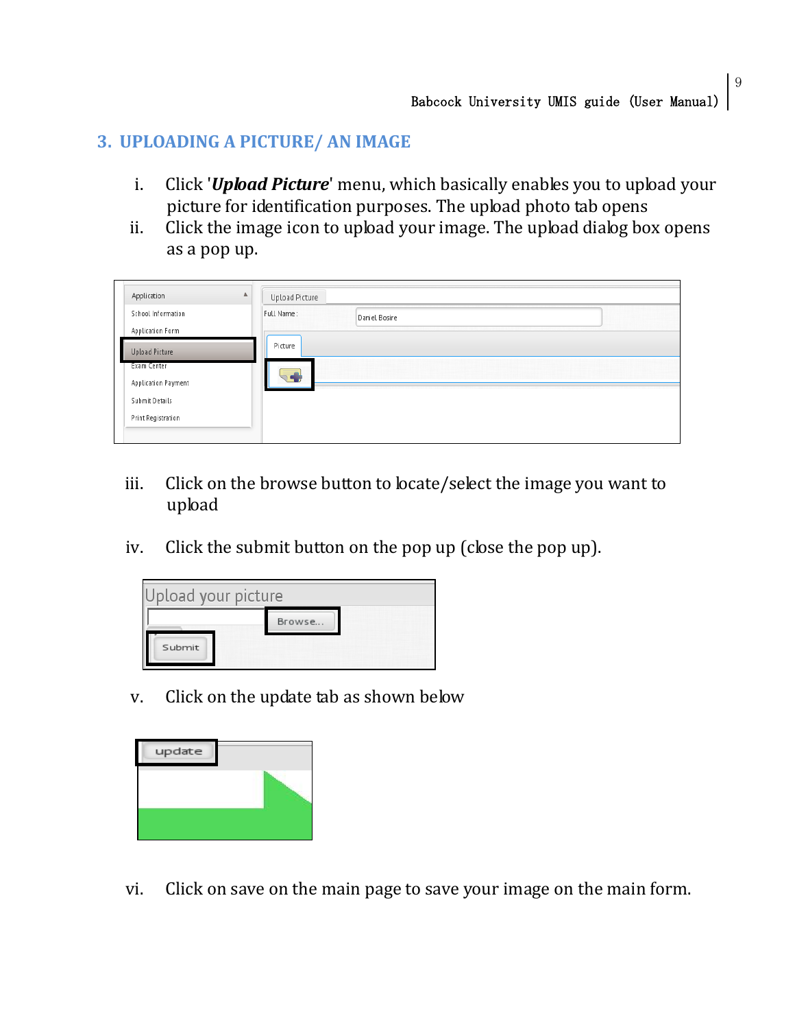## 3. UPLOADING A PICTURE/ AN IMAGE

i. Click '***Upload Picture***' menu, which basically enables you to upload your picture for identification purposes. The upload photo tab opens

ii. Click the image icon to upload your image. The upload dialog box opens as a pop up.

iii. Click on the browse button to locate/select the image you want to upload

iv. Click the submit button on the pop up (close the pop up).

v. Click on the update tab as shown below

vi. Click on save on the main page to save your image on the main form.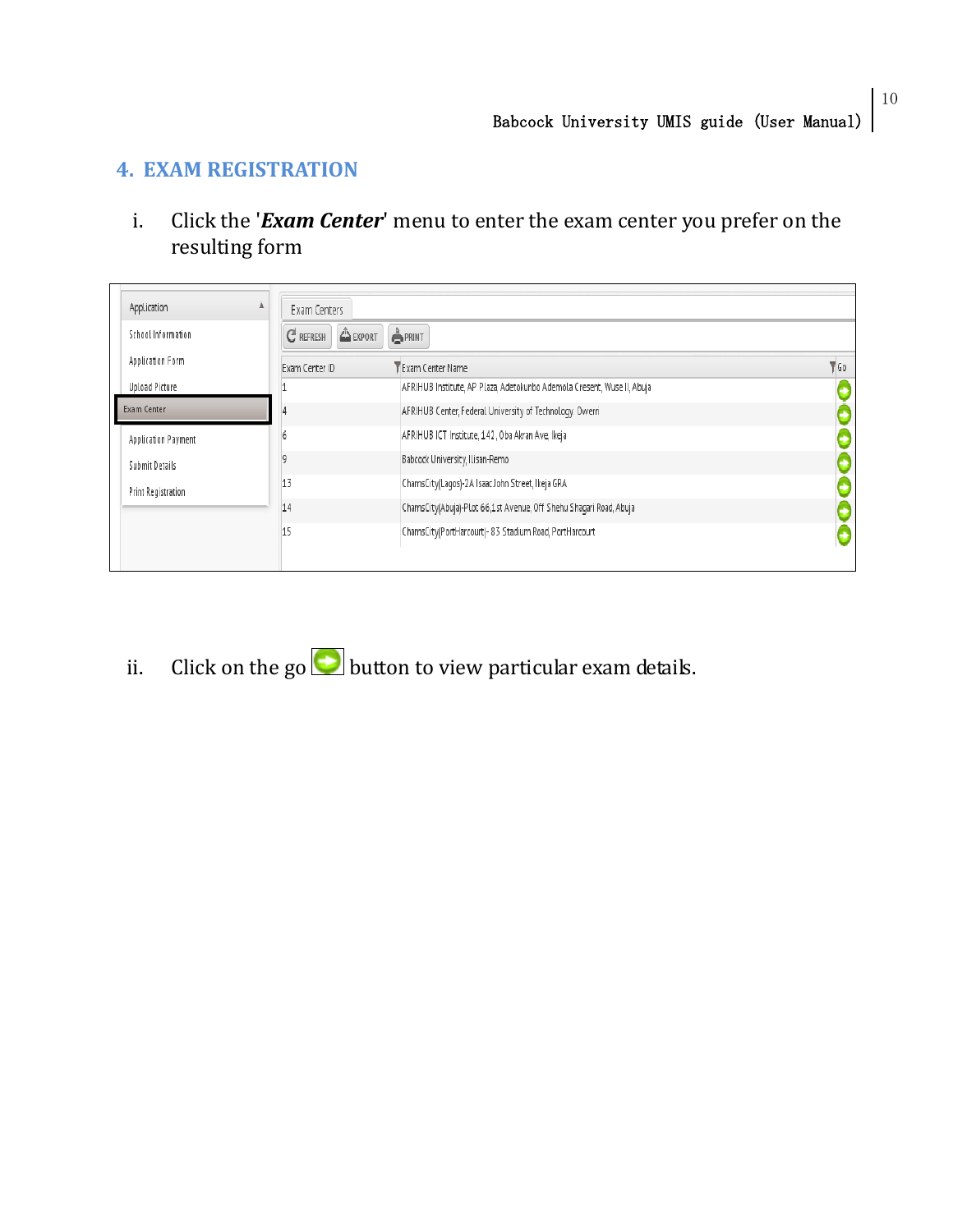## 4. EXAM REGISTRATION

i. Click the '***Exam Center***' menu to enter the exam center you prefer on the resulting form

- Application
- School Information
- Application Form
- Upload Picture
- Exam Center
- Application Payment
- Submit Details
- Print Registration

Exam Centers

REFRESH | EXPORT | PRINT

| Exam Center ID | Exam Center Name | Go |
|---|---|---|
| 1 | AFRIHUB Institute, AP Plaza Adetokunbo Ademola Cresent, Wuse II, Abuja | |
| 4 | AFRIHUB Center, Federal University of Technology Owerri | |
| 6 | AFRIHUB ICT Institute, 142, Oba Akran Ave. Ikeja | |
| 9 | Babcock University, Ilisan-Remo | |
| 13 | ChamsCity(Lagos)-2A Isaac John Street, Ikeja GRA | |
| 14 | ChamsCity(Abuja)-Plot 66,1st Avenue, Off Shehu Shagari Road, Abuja | |
| 15 | ChamsCity(Port-Harcourt)- 83 Stadium Road, PortHarcourt | |

ii. Click on the go button to view particular exam details.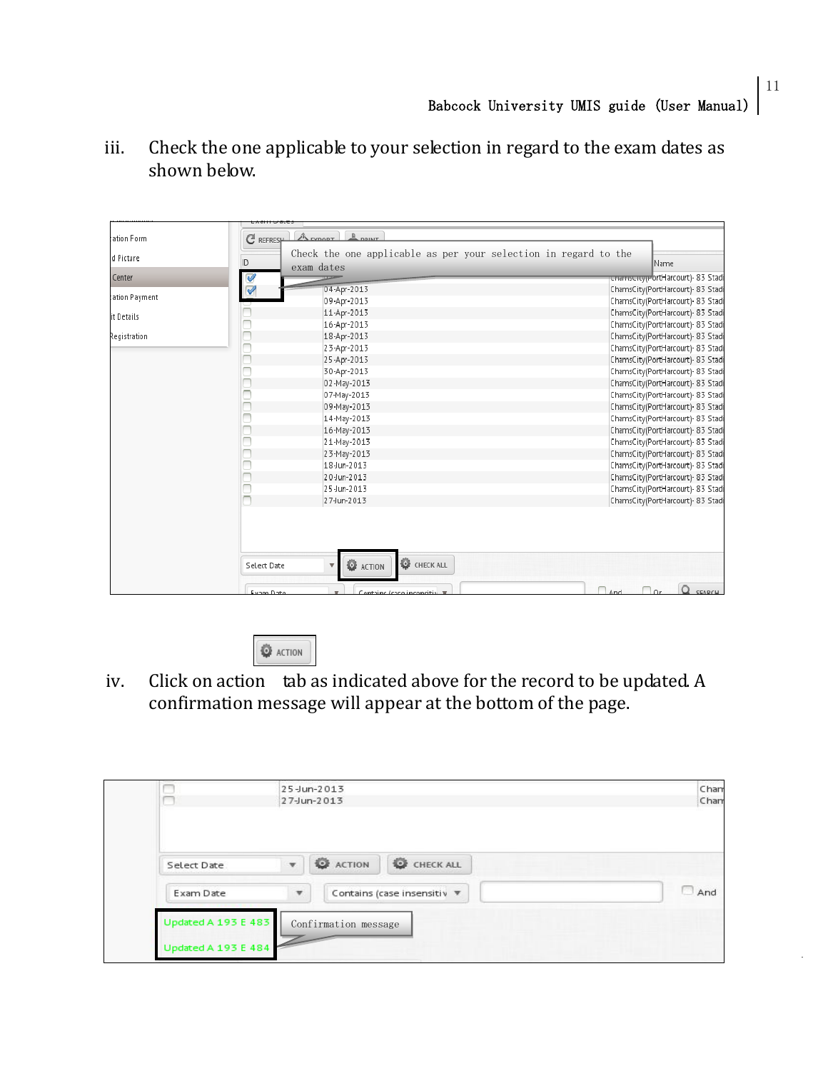iii. Check the one applicable to your selection in regard to the exam dates as shown below.

iv. Click on action tab as indicated above for the record to be updated. A confirmation message will appear at the bottom of the page.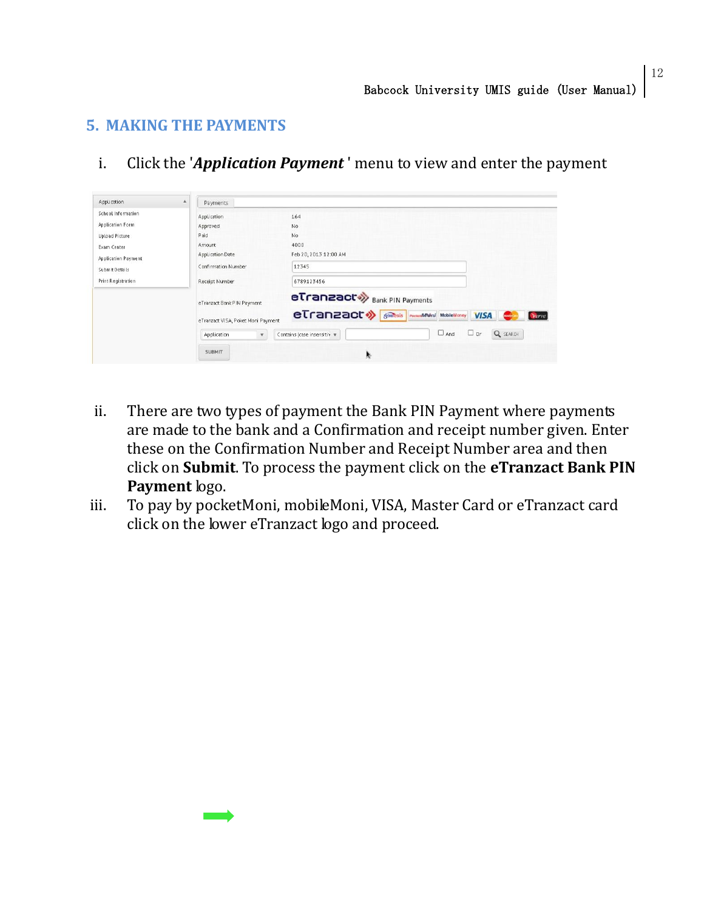## 5. MAKING THE PAYMENTS

i. Click the '***Application Payment***' menu to view and enter the payment

ii. There are two types of payment the Bank PIN Payment where payments are made to the bank and a Confirmation and receipt number given. Enter these on the Confirmation Number and Receipt Number area and then click on **Submit**. To process the payment click on the **eTranzact Bank PIN Payment** logo.

iii. To pay by pocketMoni, mobileMoni, VISA, Master Card or eTranzact card click on the lower eTranzact logo and proceed.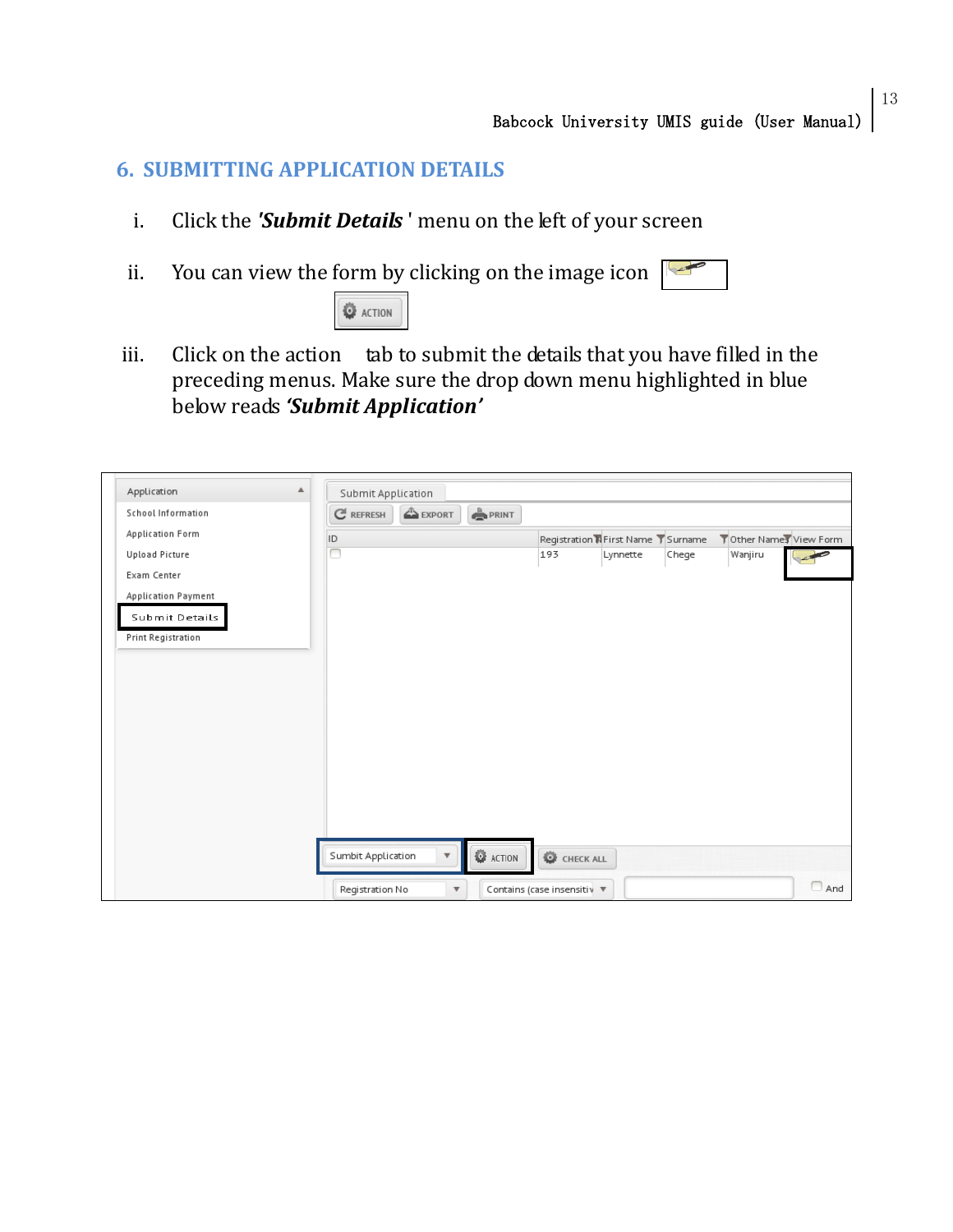## 6. SUBMITTING APPLICATION DETAILS

i. Click the ***'Submit Details'*** menu on the left of your screen

ii. You can view the form by clicking on the image icon

iii. Click on the action tab to submit the details that you have filled in the preceding menus. Make sure the drop down menu highlighted in blue below reads ***'Submit Application'***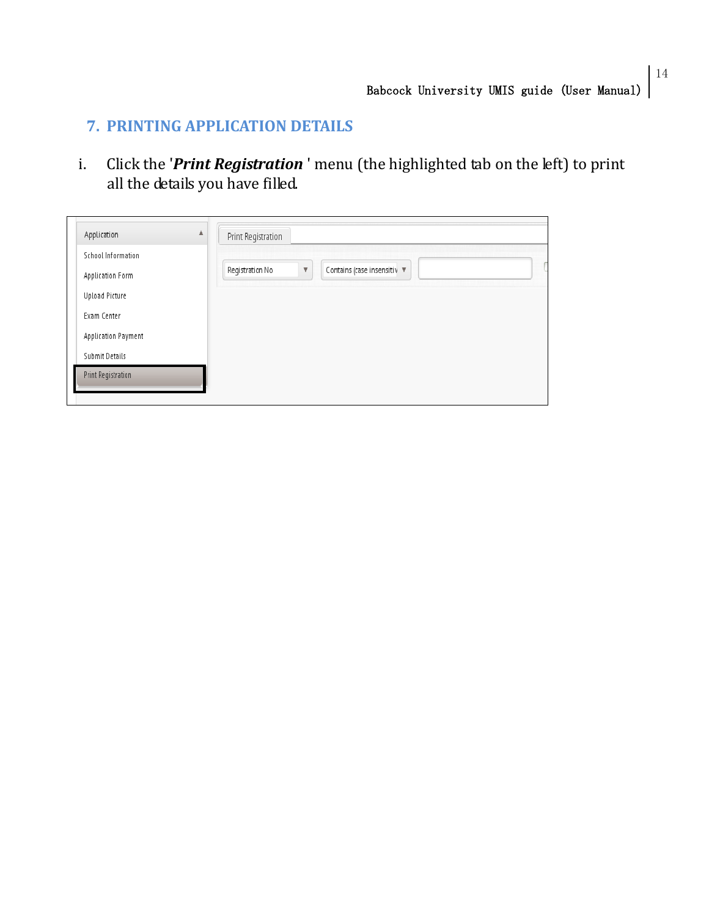## 7. PRINTING APPLICATION DETAILS

i. Click the '***Print Registration*** ' menu (the highlighted tab on the left) to print all the details you have filled.

Application
School Information
Application Form
Upload Picture
Exam Center
Application Payment
Submit Details
Print Registration

Print Registration

Registration No
Contains (case insensitiv